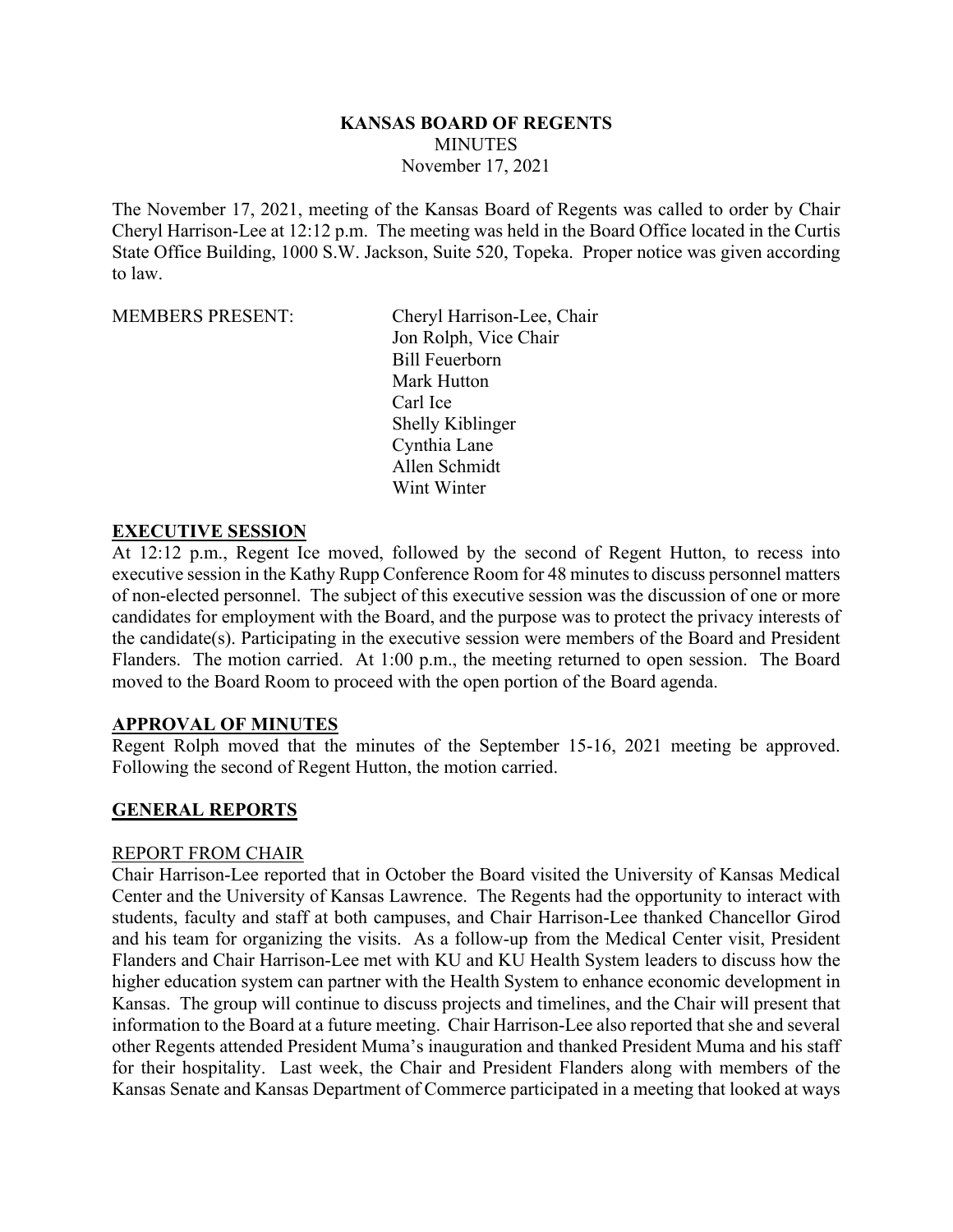**KANSAS BOARD OF REGENTS**
MINUTES
November 17, 2021

The November 17, 2021, meeting of the Kansas Board of Regents was called to order by Chair Cheryl Harrison-Lee at 12:12 p.m. The meeting was held in the Board Office located in the Curtis State Office Building, 1000 S.W. Jackson, Suite 520, Topeka. Proper notice was given according to law.

MEMBERS PRESENT:
Cheryl Harrison-Lee, Chair
Jon Rolph, Vice Chair
Bill Feuerborn
Mark Hutton
Carl Ice
Shelly Kiblinger
Cynthia Lane
Allen Schmidt
Wint Winter

## EXECUTIVE SESSION

At 12:12 p.m., Regent Ice moved, followed by the second of Regent Hutton, to recess into executive session in the Kathy Rupp Conference Room for 48 minutes to discuss personnel matters of non-elected personnel. The subject of this executive session was the discussion of one or more candidates for employment with the Board, and the purpose was to protect the privacy interests of the candidate(s). Participating in the executive session were members of the Board and President Flanders. The motion carried. At 1:00 p.m., the meeting returned to open session. The Board moved to the Board Room to proceed with the open portion of the Board agenda.

## APPROVAL OF MINUTES

Regent Rolph moved that the minutes of the September 15-16, 2021 meeting be approved. Following the second of Regent Hutton, the motion carried.

## GENERAL REPORTS

### REPORT FROM CHAIR

Chair Harrison-Lee reported that in October the Board visited the University of Kansas Medical Center and the University of Kansas Lawrence. The Regents had the opportunity to interact with students, faculty and staff at both campuses, and Chair Harrison-Lee thanked Chancellor Girod and his team for organizing the visits. As a follow-up from the Medical Center visit, President Flanders and Chair Harrison-Lee met with KU and KU Health System leaders to discuss how the higher education system can partner with the Health System to enhance economic development in Kansas. The group will continue to discuss projects and timelines, and the Chair will present that information to the Board at a future meeting. Chair Harrison-Lee also reported that she and several other Regents attended President Muma's inauguration and thanked President Muma and his staff for their hospitality. Last week, the Chair and President Flanders along with members of the Kansas Senate and Kansas Department of Commerce participated in a meeting that looked at ways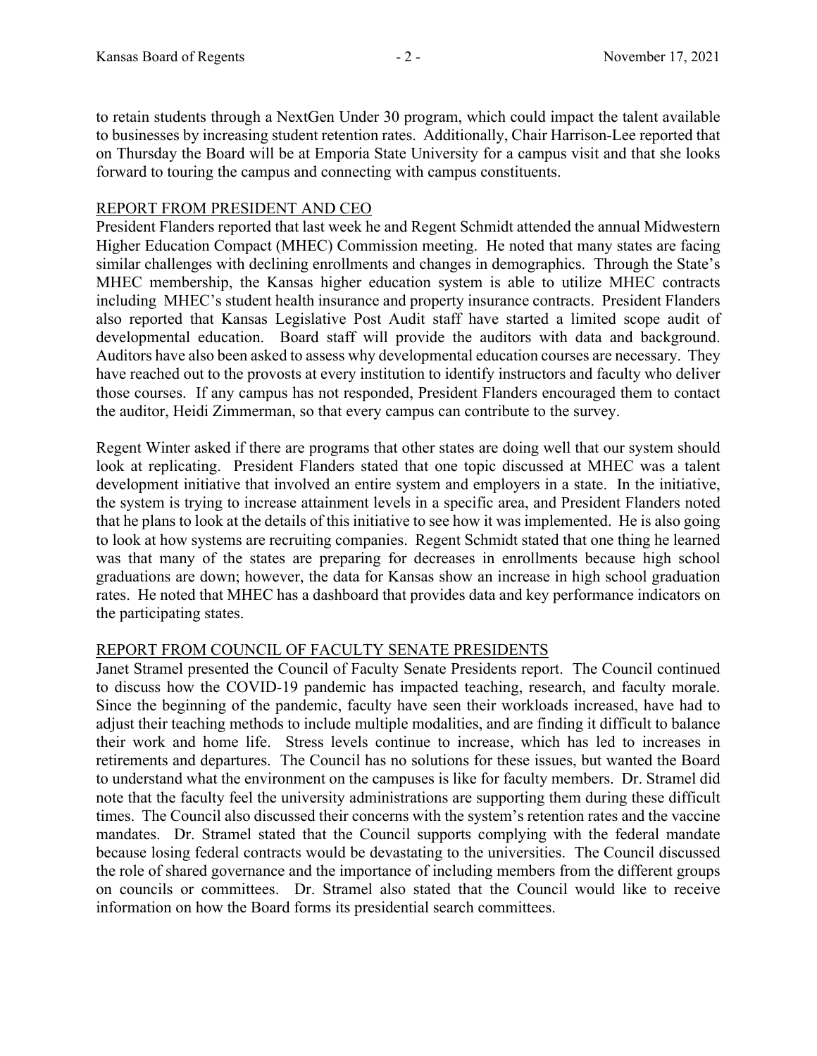to retain students through a NextGen Under 30 program, which could impact the talent available to businesses by increasing student retention rates. Additionally, Chair Harrison-Lee reported that on Thursday the Board will be at Emporia State University for a campus visit and that she looks forward to touring the campus and connecting with campus constituents.

REPORT FROM PRESIDENT AND CEO

President Flanders reported that last week he and Regent Schmidt attended the annual Midwestern Higher Education Compact (MHEC) Commission meeting. He noted that many states are facing similar challenges with declining enrollments and changes in demographics. Through the State's MHEC membership, the Kansas higher education system is able to utilize MHEC contracts including MHEC's student health insurance and property insurance contracts. President Flanders also reported that Kansas Legislative Post Audit staff have started a limited scope audit of developmental education. Board staff will provide the auditors with data and background. Auditors have also been asked to assess why developmental education courses are necessary. They have reached out to the provosts at every institution to identify instructors and faculty who deliver those courses. If any campus has not responded, President Flanders encouraged them to contact the auditor, Heidi Zimmerman, so that every campus can contribute to the survey.

Regent Winter asked if there are programs that other states are doing well that our system should look at replicating. President Flanders stated that one topic discussed at MHEC was a talent development initiative that involved an entire system and employers in a state. In the initiative, the system is trying to increase attainment levels in a specific area, and President Flanders noted that he plans to look at the details of this initiative to see how it was implemented. He is also going to look at how systems are recruiting companies. Regent Schmidt stated that one thing he learned was that many of the states are preparing for decreases in enrollments because high school graduations are down; however, the data for Kansas show an increase in high school graduation rates. He noted that MHEC has a dashboard that provides data and key performance indicators on the participating states.

REPORT FROM COUNCIL OF FACULTY SENATE PRESIDENTS

Janet Stramel presented the Council of Faculty Senate Presidents report. The Council continued to discuss how the COVID-19 pandemic has impacted teaching, research, and faculty morale. Since the beginning of the pandemic, faculty have seen their workloads increased, have had to adjust their teaching methods to include multiple modalities, and are finding it difficult to balance their work and home life. Stress levels continue to increase, which has led to increases in retirements and departures. The Council has no solutions for these issues, but wanted the Board to understand what the environment on the campuses is like for faculty members. Dr. Stramel did note that the faculty feel the university administrations are supporting them during these difficult times. The Council also discussed their concerns with the system's retention rates and the vaccine mandates. Dr. Stramel stated that the Council supports complying with the federal mandate because losing federal contracts would be devastating to the universities. The Council discussed the role of shared governance and the importance of including members from the different groups on councils or committees. Dr. Stramel also stated that the Council would like to receive information on how the Board forms its presidential search committees.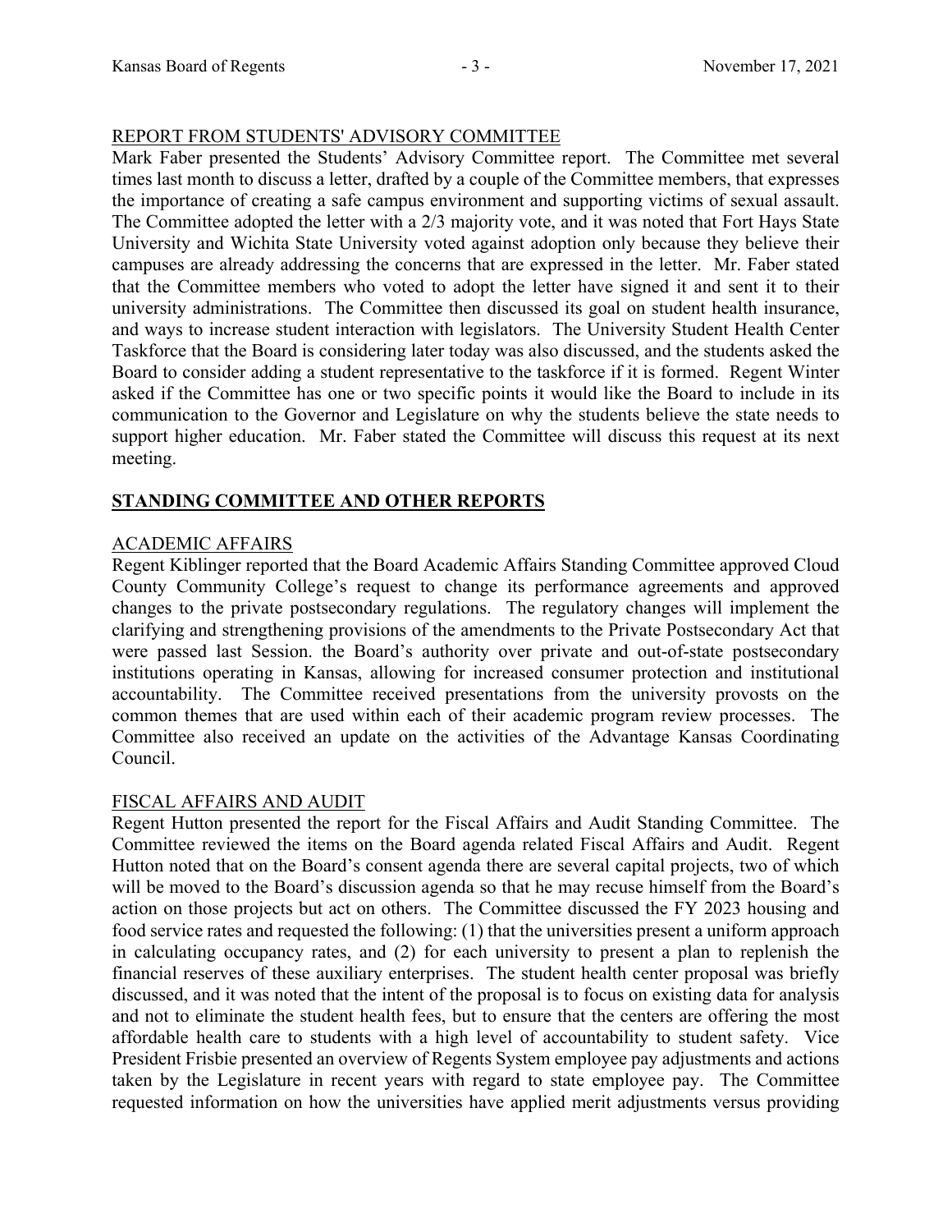REPORT FROM STUDENTS' ADVISORY COMMITTEE

Mark Faber presented the Students' Advisory Committee report. The Committee met several times last month to discuss a letter, drafted by a couple of the Committee members, that expresses the importance of creating a safe campus environment and supporting victims of sexual assault. The Committee adopted the letter with a 2/3 majority vote, and it was noted that Fort Hays State University and Wichita State University voted against adoption only because they believe their campuses are already addressing the concerns that are expressed in the letter. Mr. Faber stated that the Committee members who voted to adopt the letter have signed it and sent it to their university administrations. The Committee then discussed its goal on student health insurance, and ways to increase student interaction with legislators. The University Student Health Center Taskforce that the Board is considering later today was also discussed, and the students asked the Board to consider adding a student representative to the taskforce if it is formed. Regent Winter asked if the Committee has one or two specific points it would like the Board to include in its communication to the Governor and Legislature on why the students believe the state needs to support higher education. Mr. Faber stated the Committee will discuss this request at its next meeting.

## STANDING COMMITTEE AND OTHER REPORTS

ACADEMIC AFFAIRS

Regent Kiblinger reported that the Board Academic Affairs Standing Committee approved Cloud County Community College's request to change its performance agreements and approved changes to the private postsecondary regulations. The regulatory changes will implement the clarifying and strengthening provisions of the amendments to the Private Postsecondary Act that were passed last Session. the Board's authority over private and out-of-state postsecondary institutions operating in Kansas, allowing for increased consumer protection and institutional accountability. The Committee received presentations from the university provosts on the common themes that are used within each of their academic program review processes. The Committee also received an update on the activities of the Advantage Kansas Coordinating Council.

FISCAL AFFAIRS AND AUDIT

Regent Hutton presented the report for the Fiscal Affairs and Audit Standing Committee. The Committee reviewed the items on the Board agenda related Fiscal Affairs and Audit. Regent Hutton noted that on the Board's consent agenda there are several capital projects, two of which will be moved to the Board's discussion agenda so that he may recuse himself from the Board's action on those projects but act on others. The Committee discussed the FY 2023 housing and food service rates and requested the following: (1) that the universities present a uniform approach in calculating occupancy rates, and (2) for each university to present a plan to replenish the financial reserves of these auxiliary enterprises. The student health center proposal was briefly discussed, and it was noted that the intent of the proposal is to focus on existing data for analysis and not to eliminate the student health fees, but to ensure that the centers are offering the most affordable health care to students with a high level of accountability to student safety. Vice President Frisbie presented an overview of Regents System employee pay adjustments and actions taken by the Legislature in recent years with regard to state employee pay. The Committee requested information on how the universities have applied merit adjustments versus providing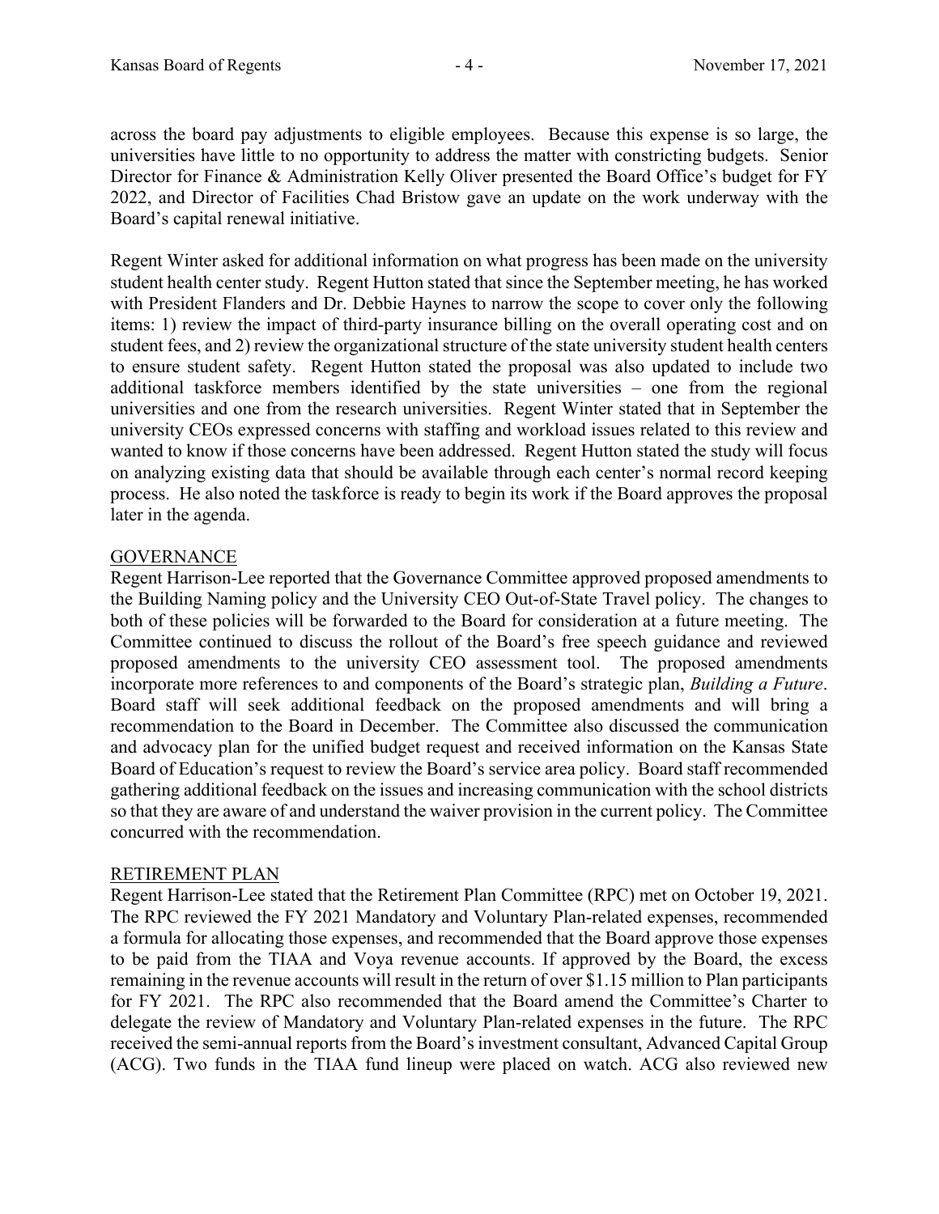across the board pay adjustments to eligible employees. Because this expense is so large, the universities have little to no opportunity to address the matter with constricting budgets. Senior Director for Finance & Administration Kelly Oliver presented the Board Office's budget for FY 2022, and Director of Facilities Chad Bristow gave an update on the work underway with the Board's capital renewal initiative.

Regent Winter asked for additional information on what progress has been made on the university student health center study. Regent Hutton stated that since the September meeting, he has worked with President Flanders and Dr. Debbie Haynes to narrow the scope to cover only the following items: 1) review the impact of third-party insurance billing on the overall operating cost and on student fees, and 2) review the organizational structure of the state university student health centers to ensure student safety. Regent Hutton stated the proposal was also updated to include two additional taskforce members identified by the state universities – one from the regional universities and one from the research universities. Regent Winter stated that in September the university CEOs expressed concerns with staffing and workload issues related to this review and wanted to know if those concerns have been addressed. Regent Hutton stated the study will focus on analyzing existing data that should be available through each center's normal record keeping process. He also noted the taskforce is ready to begin its work if the Board approves the proposal later in the agenda.

## GOVERNANCE

Regent Harrison-Lee reported that the Governance Committee approved proposed amendments to the Building Naming policy and the University CEO Out-of-State Travel policy. The changes to both of these policies will be forwarded to the Board for consideration at a future meeting. The Committee continued to discuss the rollout of the Board's free speech guidance and reviewed proposed amendments to the university CEO assessment tool. The proposed amendments incorporate more references to and components of the Board's strategic plan, *Building a Future*. Board staff will seek additional feedback on the proposed amendments and will bring a recommendation to the Board in December. The Committee also discussed the communication and advocacy plan for the unified budget request and received information on the Kansas State Board of Education's request to review the Board's service area policy. Board staff recommended gathering additional feedback on the issues and increasing communication with the school districts so that they are aware of and understand the waiver provision in the current policy. The Committee concurred with the recommendation.

## RETIREMENT PLAN

Regent Harrison-Lee stated that the Retirement Plan Committee (RPC) met on October 19, 2021. The RPC reviewed the FY 2021 Mandatory and Voluntary Plan-related expenses, recommended a formula for allocating those expenses, and recommended that the Board approve those expenses to be paid from the TIAA and Voya revenue accounts. If approved by the Board, the excess remaining in the revenue accounts will result in the return of over $1.15 million to Plan participants for FY 2021. The RPC also recommended that the Board amend the Committee's Charter to delegate the review of Mandatory and Voluntary Plan-related expenses in the future. The RPC received the semi-annual reports from the Board's investment consultant, Advanced Capital Group (ACG). Two funds in the TIAA fund lineup were placed on watch. ACG also reviewed new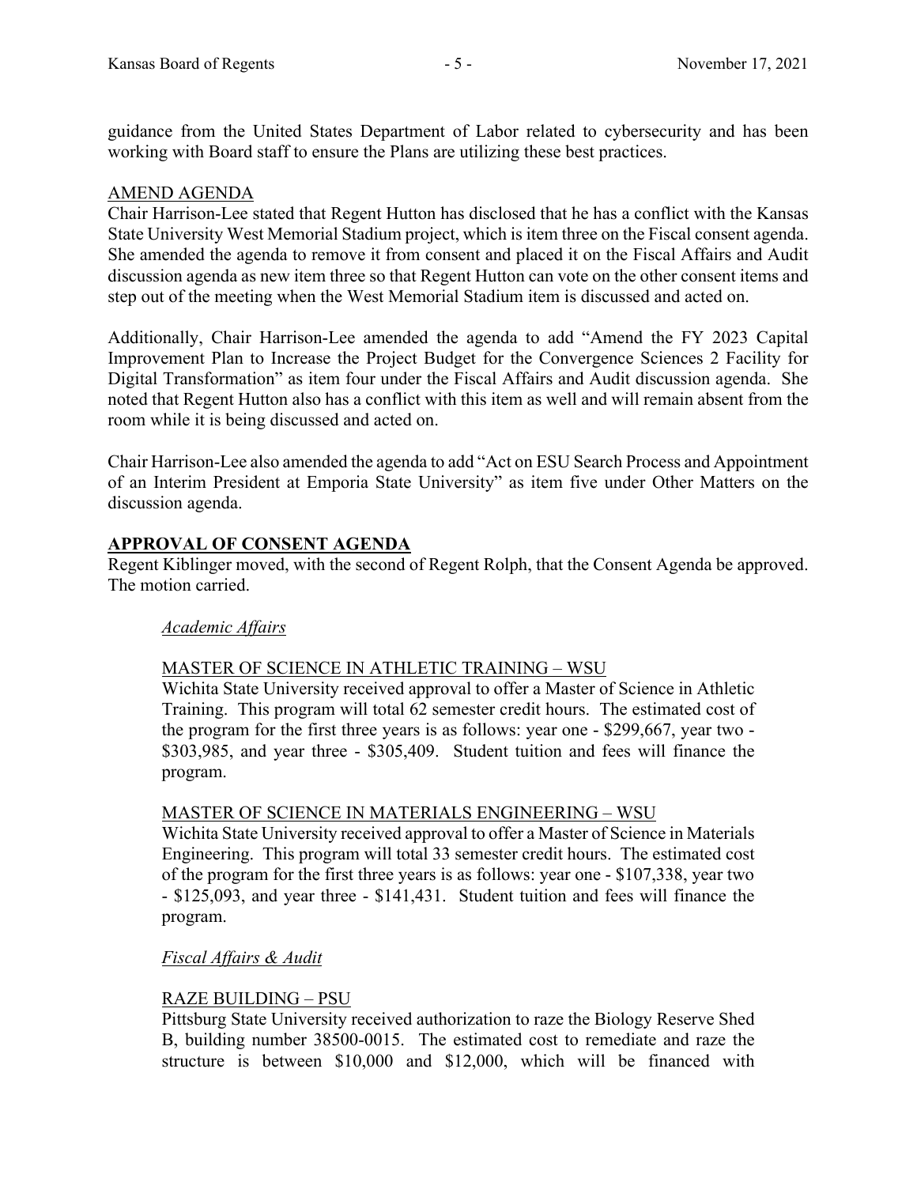guidance from the United States Department of Labor related to cybersecurity and has been working with Board staff to ensure the Plans are utilizing these best practices.

AMEND AGENDA

Chair Harrison-Lee stated that Regent Hutton has disclosed that he has a conflict with the Kansas State University West Memorial Stadium project, which is item three on the Fiscal consent agenda. She amended the agenda to remove it from consent and placed it on the Fiscal Affairs and Audit discussion agenda as new item three so that Regent Hutton can vote on the other consent items and step out of the meeting when the West Memorial Stadium item is discussed and acted on.

Additionally, Chair Harrison-Lee amended the agenda to add "Amend the FY 2023 Capital Improvement Plan to Increase the Project Budget for the Convergence Sciences 2 Facility for Digital Transformation" as item four under the Fiscal Affairs and Audit discussion agenda. She noted that Regent Hutton also has a conflict with this item as well and will remain absent from the room while it is being discussed and acted on.

Chair Harrison-Lee also amended the agenda to add "Act on ESU Search Process and Appointment of an Interim President at Emporia State University" as item five under Other Matters on the discussion agenda.

## APPROVAL OF CONSENT AGENDA

Regent Kiblinger moved, with the second of Regent Rolph, that the Consent Agenda be approved. The motion carried.

*Academic Affairs*

MASTER OF SCIENCE IN ATHLETIC TRAINING – WSU

Wichita State University received approval to offer a Master of Science in Athletic Training. This program will total 62 semester credit hours. The estimated cost of the program for the first three years is as follows: year one - $299,667, year two - $303,985, and year three - $305,409. Student tuition and fees will finance the program.

MASTER OF SCIENCE IN MATERIALS ENGINEERING – WSU

Wichita State University received approval to offer a Master of Science in Materials Engineering. This program will total 33 semester credit hours. The estimated cost of the program for the first three years is as follows: year one - $107,338, year two - $125,093, and year three - $141,431. Student tuition and fees will finance the program.

*Fiscal Affairs & Audit*

RAZE BUILDING – PSU

Pittsburg State University received authorization to raze the Biology Reserve Shed B, building number 38500-0015. The estimated cost to remediate and raze the structure is between $10,000 and $12,000, which will be financed with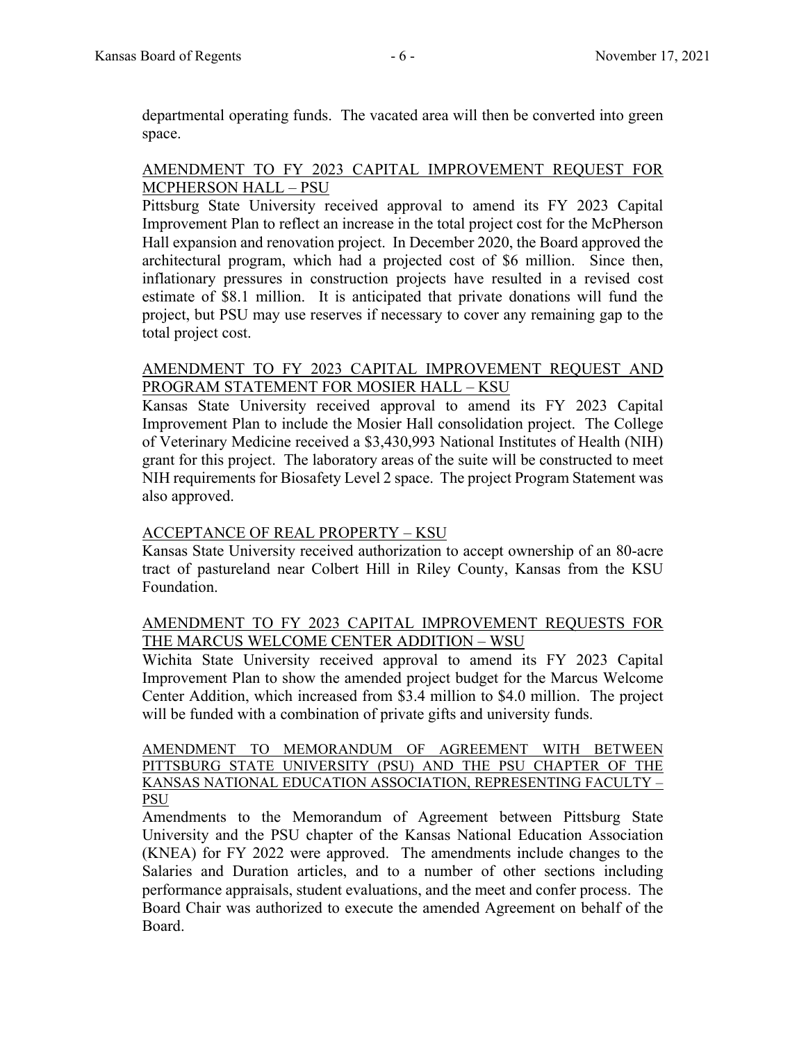departmental operating funds. The vacated area will then be converted into green space.

AMENDMENT TO FY 2023 CAPITAL IMPROVEMENT REQUEST FOR MCPHERSON HALL – PSU

Pittsburg State University received approval to amend its FY 2023 Capital Improvement Plan to reflect an increase in the total project cost for the McPherson Hall expansion and renovation project. In December 2020, the Board approved the architectural program, which had a projected cost of $6 million. Since then, inflationary pressures in construction projects have resulted in a revised cost estimate of $8.1 million. It is anticipated that private donations will fund the project, but PSU may use reserves if necessary to cover any remaining gap to the total project cost.

AMENDMENT TO FY 2023 CAPITAL IMPROVEMENT REQUEST AND PROGRAM STATEMENT FOR MOSIER HALL – KSU

Kansas State University received approval to amend its FY 2023 Capital Improvement Plan to include the Mosier Hall consolidation project. The College of Veterinary Medicine received a $3,430,993 National Institutes of Health (NIH) grant for this project. The laboratory areas of the suite will be constructed to meet NIH requirements for Biosafety Level 2 space. The project Program Statement was also approved.

ACCEPTANCE OF REAL PROPERTY – KSU

Kansas State University received authorization to accept ownership of an 80-acre tract of pastureland near Colbert Hill in Riley County, Kansas from the KSU Foundation.

AMENDMENT TO FY 2023 CAPITAL IMPROVEMENT REQUESTS FOR THE MARCUS WELCOME CENTER ADDITION – WSU

Wichita State University received approval to amend its FY 2023 Capital Improvement Plan to show the amended project budget for the Marcus Welcome Center Addition, which increased from $3.4 million to $4.0 million. The project will be funded with a combination of private gifts and university funds.

AMENDMENT TO MEMORANDUM OF AGREEMENT WITH BETWEEN PITTSBURG STATE UNIVERSITY (PSU) AND THE PSU CHAPTER OF THE KANSAS NATIONAL EDUCATION ASSOCIATION, REPRESENTING FACULTY – PSU

Amendments to the Memorandum of Agreement between Pittsburg State University and the PSU chapter of the Kansas National Education Association (KNEA) for FY 2022 were approved. The amendments include changes to the Salaries and Duration articles, and to a number of other sections including performance appraisals, student evaluations, and the meet and confer process. The Board Chair was authorized to execute the amended Agreement on behalf of the Board.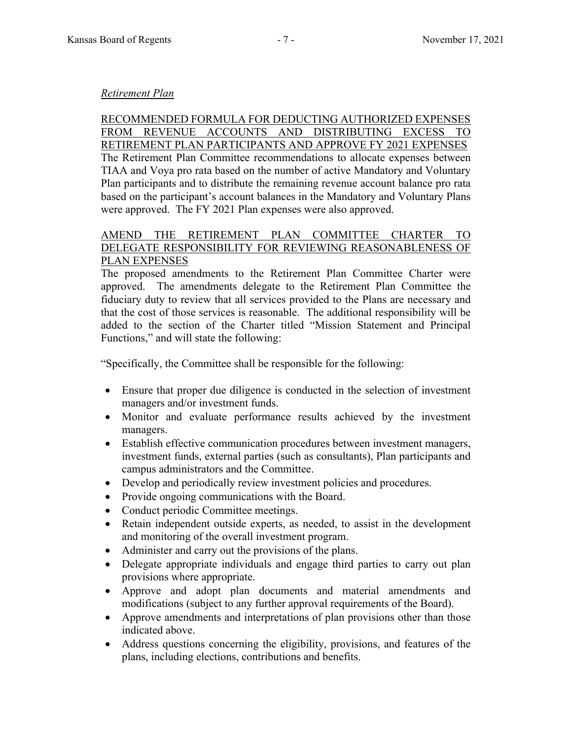*Retirement Plan*

RECOMMENDED FORMULA FOR DEDUCTING AUTHORIZED EXPENSES FROM REVENUE ACCOUNTS AND DISTRIBUTING EXCESS TO RETIREMENT PLAN PARTICIPANTS AND APPROVE FY 2021 EXPENSES

The Retirement Plan Committee recommendations to allocate expenses between TIAA and Voya pro rata based on the number of active Mandatory and Voluntary Plan participants and to distribute the remaining revenue account balance pro rata based on the participant's account balances in the Mandatory and Voluntary Plans were approved. The FY 2021 Plan expenses were also approved.

AMEND THE RETIREMENT PLAN COMMITTEE CHARTER TO DELEGATE RESPONSIBILITY FOR REVIEWING REASONABLENESS OF PLAN EXPENSES

The proposed amendments to the Retirement Plan Committee Charter were approved. The amendments delegate to the Retirement Plan Committee the fiduciary duty to review that all services provided to the Plans are necessary and that the cost of those services is reasonable. The additional responsibility will be added to the section of the Charter titled "Mission Statement and Principal Functions," and will state the following:

"Specifically, the Committee shall be responsible for the following:

- Ensure that proper due diligence is conducted in the selection of investment managers and/or investment funds.
- Monitor and evaluate performance results achieved by the investment managers.
- Establish effective communication procedures between investment managers, investment funds, external parties (such as consultants), Plan participants and campus administrators and the Committee.
- Develop and periodically review investment policies and procedures.
- Provide ongoing communications with the Board.
- Conduct periodic Committee meetings.
- Retain independent outside experts, as needed, to assist in the development and monitoring of the overall investment program.
- Administer and carry out the provisions of the plans.
- Delegate appropriate individuals and engage third parties to carry out plan provisions where appropriate.
- Approve and adopt plan documents and material amendments and modifications (subject to any further approval requirements of the Board).
- Approve amendments and interpretations of plan provisions other than those indicated above.
- Address questions concerning the eligibility, provisions, and features of the plans, including elections, contributions and benefits.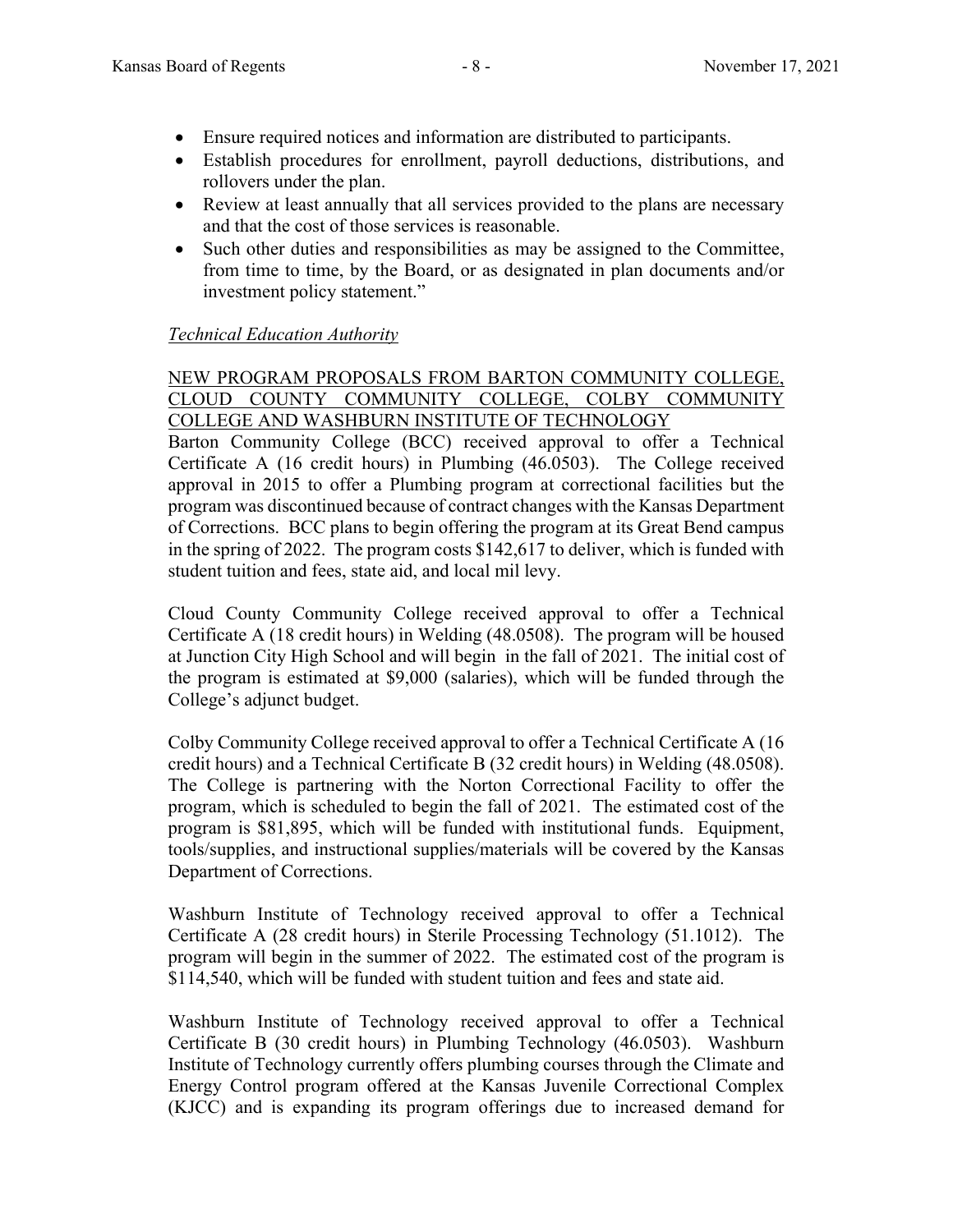- Ensure required notices and information are distributed to participants.
- Establish procedures for enrollment, payroll deductions, distributions, and rollovers under the plan.
- Review at least annually that all services provided to the plans are necessary and that the cost of those services is reasonable.
- Such other duties and responsibilities as may be assigned to the Committee, from time to time, by the Board, or as designated in plan documents and/or investment policy statement."

*Technical Education Authority*

NEW PROGRAM PROPOSALS FROM BARTON COMMUNITY COLLEGE, CLOUD COUNTY COMMUNITY COLLEGE, COLBY COMMUNITY COLLEGE AND WASHBURN INSTITUTE OF TECHNOLOGY

Barton Community College (BCC) received approval to offer a Technical Certificate A (16 credit hours) in Plumbing (46.0503). The College received approval in 2015 to offer a Plumbing program at correctional facilities but the program was discontinued because of contract changes with the Kansas Department of Corrections. BCC plans to begin offering the program at its Great Bend campus in the spring of 2022. The program costs $142,617 to deliver, which is funded with student tuition and fees, state aid, and local mil levy.

Cloud County Community College received approval to offer a Technical Certificate A (18 credit hours) in Welding (48.0508). The program will be housed at Junction City High School and will begin in the fall of 2021. The initial cost of the program is estimated at $9,000 (salaries), which will be funded through the College's adjunct budget.

Colby Community College received approval to offer a Technical Certificate A (16 credit hours) and a Technical Certificate B (32 credit hours) in Welding (48.0508). The College is partnering with the Norton Correctional Facility to offer the program, which is scheduled to begin the fall of 2021. The estimated cost of the program is $81,895, which will be funded with institutional funds. Equipment, tools/supplies, and instructional supplies/materials will be covered by the Kansas Department of Corrections.

Washburn Institute of Technology received approval to offer a Technical Certificate A (28 credit hours) in Sterile Processing Technology (51.1012). The program will begin in the summer of 2022. The estimated cost of the program is $114,540, which will be funded with student tuition and fees and state aid.

Washburn Institute of Technology received approval to offer a Technical Certificate B (30 credit hours) in Plumbing Technology (46.0503). Washburn Institute of Technology currently offers plumbing courses through the Climate and Energy Control program offered at the Kansas Juvenile Correctional Complex (KJCC) and is expanding its program offerings due to increased demand for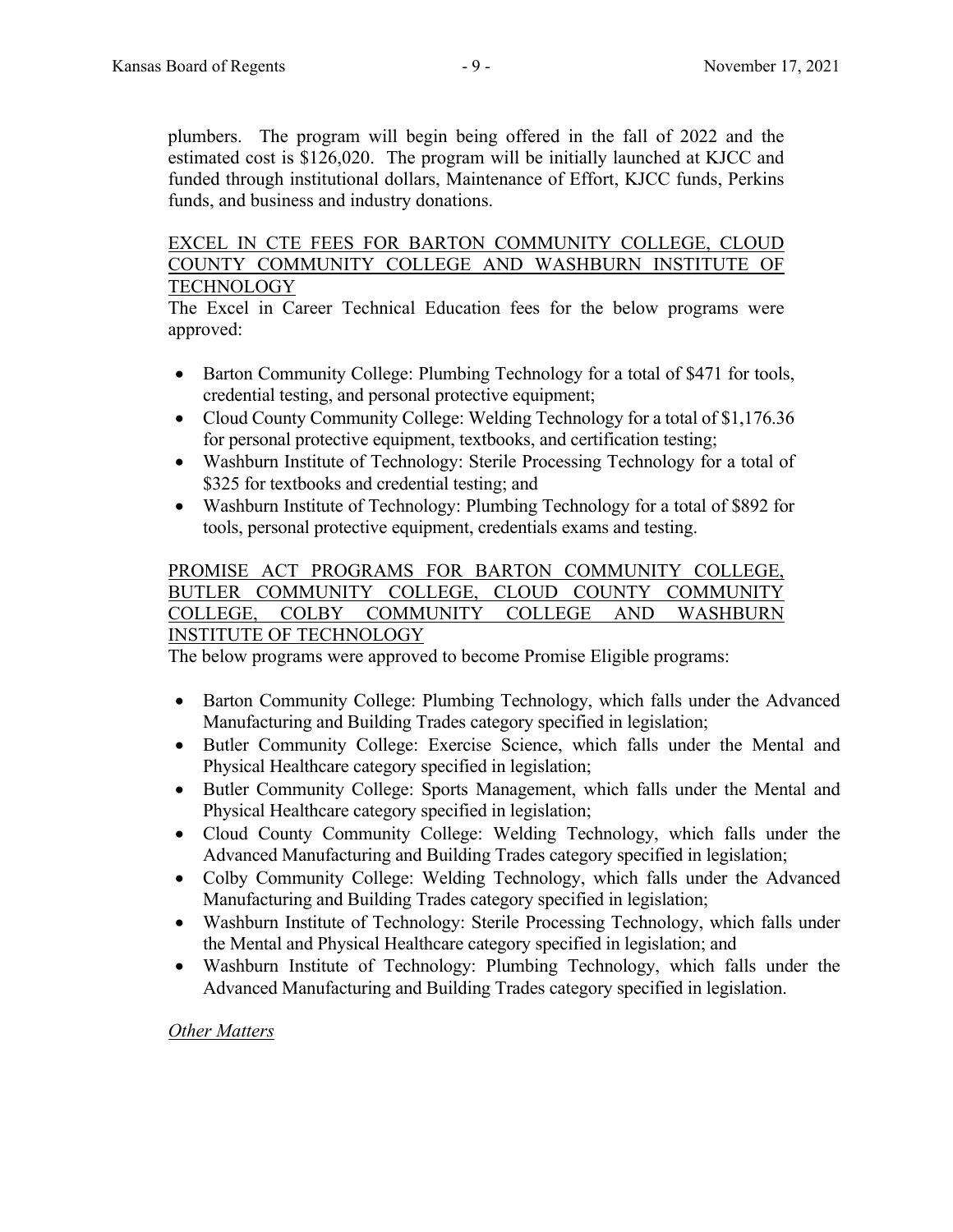plumbers. The program will begin being offered in the fall of 2022 and the estimated cost is $126,020. The program will be initially launched at KJCC and funded through institutional dollars, Maintenance of Effort, KJCC funds, Perkins funds, and business and industry donations.

<u>EXCEL IN CTE FEES FOR BARTON COMMUNITY COLLEGE, CLOUD COUNTY COMMUNITY COLLEGE AND WASHBURN INSTITUTE OF TECHNOLOGY</u>

The Excel in Career Technical Education fees for the below programs were approved:

- Barton Community College: Plumbing Technology for a total of $471 for tools, credential testing, and personal protective equipment;
- Cloud County Community College: Welding Technology for a total of $1,176.36 for personal protective equipment, textbooks, and certification testing;
- Washburn Institute of Technology: Sterile Processing Technology for a total of $325 for textbooks and credential testing; and
- Washburn Institute of Technology: Plumbing Technology for a total of $892 for tools, personal protective equipment, credentials exams and testing.

<u>PROMISE ACT PROGRAMS FOR BARTON COMMUNITY COLLEGE, BUTLER COMMUNITY COLLEGE, CLOUD COUNTY COMMUNITY COLLEGE, COLBY COMMUNITY COLLEGE AND WASHBURN INSTITUTE OF TECHNOLOGY</u>

The below programs were approved to become Promise Eligible programs:

- Barton Community College: Plumbing Technology, which falls under the Advanced Manufacturing and Building Trades category specified in legislation;
- Butler Community College: Exercise Science, which falls under the Mental and Physical Healthcare category specified in legislation;
- Butler Community College: Sports Management, which falls under the Mental and Physical Healthcare category specified in legislation;
- Cloud County Community College: Welding Technology, which falls under the Advanced Manufacturing and Building Trades category specified in legislation;
- Colby Community College: Welding Technology, which falls under the Advanced Manufacturing and Building Trades category specified in legislation;
- Washburn Institute of Technology: Sterile Processing Technology, which falls under the Mental and Physical Healthcare category specified in legislation; and
- Washburn Institute of Technology: Plumbing Technology, which falls under the Advanced Manufacturing and Building Trades category specified in legislation.

*<u>Other Matters</u>*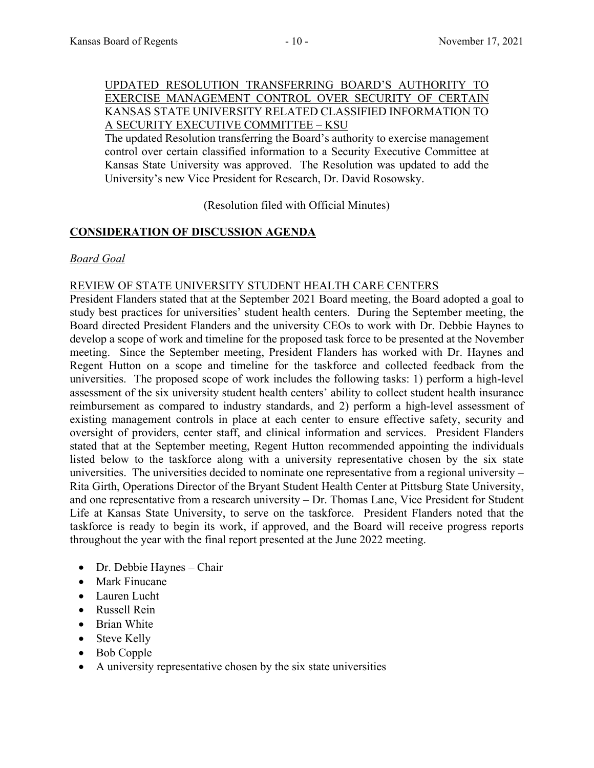UPDATED RESOLUTION TRANSFERRING BOARD'S AUTHORITY TO EXERCISE MANAGEMENT CONTROL OVER SECURITY OF CERTAIN KANSAS STATE UNIVERSITY RELATED CLASSIFIED INFORMATION TO A SECURITY EXECUTIVE COMMITTEE – KSU

The updated Resolution transferring the Board's authority to exercise management control over certain classified information to a Security Executive Committee at Kansas State University was approved. The Resolution was updated to add the University's new Vice President for Research, Dr. David Rosowsky.

(Resolution filed with Official Minutes)

## CONSIDERATION OF DISCUSSION AGENDA

*Board Goal*

REVIEW OF STATE UNIVERSITY STUDENT HEALTH CARE CENTERS

President Flanders stated that at the September 2021 Board meeting, the Board adopted a goal to study best practices for universities' student health centers. During the September meeting, the Board directed President Flanders and the university CEOs to work with Dr. Debbie Haynes to develop a scope of work and timeline for the proposed task force to be presented at the November meeting. Since the September meeting, President Flanders has worked with Dr. Haynes and Regent Hutton on a scope and timeline for the taskforce and collected feedback from the universities. The proposed scope of work includes the following tasks: 1) perform a high-level assessment of the six university student health centers' ability to collect student health insurance reimbursement as compared to industry standards, and 2) perform a high-level assessment of existing management controls in place at each center to ensure effective safety, security and oversight of providers, center staff, and clinical information and services. President Flanders stated that at the September meeting, Regent Hutton recommended appointing the individuals listed below to the taskforce along with a university representative chosen by the six state universities. The universities decided to nominate one representative from a regional university – Rita Girth, Operations Director of the Bryant Student Health Center at Pittsburg State University, and one representative from a research university – Dr. Thomas Lane, Vice President for Student Life at Kansas State University, to serve on the taskforce. President Flanders noted that the taskforce is ready to begin its work, if approved, and the Board will receive progress reports throughout the year with the final report presented at the June 2022 meeting.

- Dr. Debbie Haynes – Chair
- Mark Finucane
- Lauren Lucht
- Russell Rein
- Brian White
- Steve Kelly
- Bob Copple
- A university representative chosen by the six state universities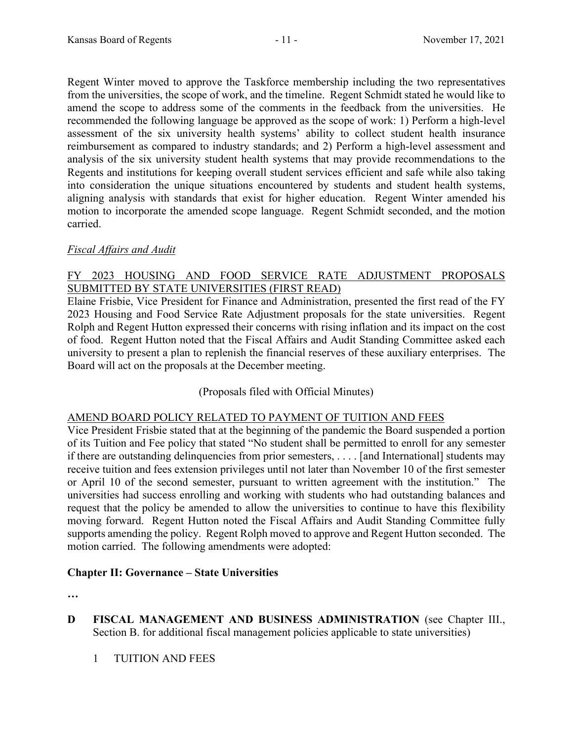Regent Winter moved to approve the Taskforce membership including the two representatives from the universities, the scope of work, and the timeline. Regent Schmidt stated he would like to amend the scope to address some of the comments in the feedback from the universities. He recommended the following language be approved as the scope of work: 1) Perform a high-level assessment of the six university health systems' ability to collect student health insurance reimbursement as compared to industry standards; and 2) Perform a high-level assessment and analysis of the six university student health systems that may provide recommendations to the Regents and institutions for keeping overall student services efficient and safe while also taking into consideration the unique situations encountered by students and student health systems, aligning analysis with standards that exist for higher education. Regent Winter amended his motion to incorporate the amended scope language. Regent Schmidt seconded, and the motion carried.

*Fiscal Affairs and Audit*

<u>FY 2023 HOUSING AND FOOD SERVICE RATE ADJUSTMENT PROPOSALS SUBMITTED BY STATE UNIVERSITIES (FIRST READ)</u>

Elaine Frisbie, Vice President for Finance and Administration, presented the first read of the FY 2023 Housing and Food Service Rate Adjustment proposals for the state universities. Regent Rolph and Regent Hutton expressed their concerns with rising inflation and its impact on the cost of food. Regent Hutton noted that the Fiscal Affairs and Audit Standing Committee asked each university to present a plan to replenish the financial reserves of these auxiliary enterprises. The Board will act on the proposals at the December meeting.

(Proposals filed with Official Minutes)

<u>AMEND BOARD POLICY RELATED TO PAYMENT OF TUITION AND FEES</u>

Vice President Frisbie stated that at the beginning of the pandemic the Board suspended a portion of its Tuition and Fee policy that stated "No student shall be permitted to enroll for any semester if there are outstanding delinquencies from prior semesters, . . . . [and International] students may receive tuition and fees extension privileges until not later than November 10 of the first semester or April 10 of the second semester, pursuant to written agreement with the institution." The universities had success enrolling and working with students who had outstanding balances and request that the policy be amended to allow the universities to continue to have this flexibility moving forward. Regent Hutton noted the Fiscal Affairs and Audit Standing Committee fully supports amending the policy. Regent Rolph moved to approve and Regent Hutton seconded. The motion carried. The following amendments were adopted:

**Chapter II: Governance – State Universities**

**…**

**D FISCAL MANAGEMENT AND BUSINESS ADMINISTRATION** (see Chapter III., Section B. for additional fiscal management policies applicable to state universities)

1 TUITION AND FEES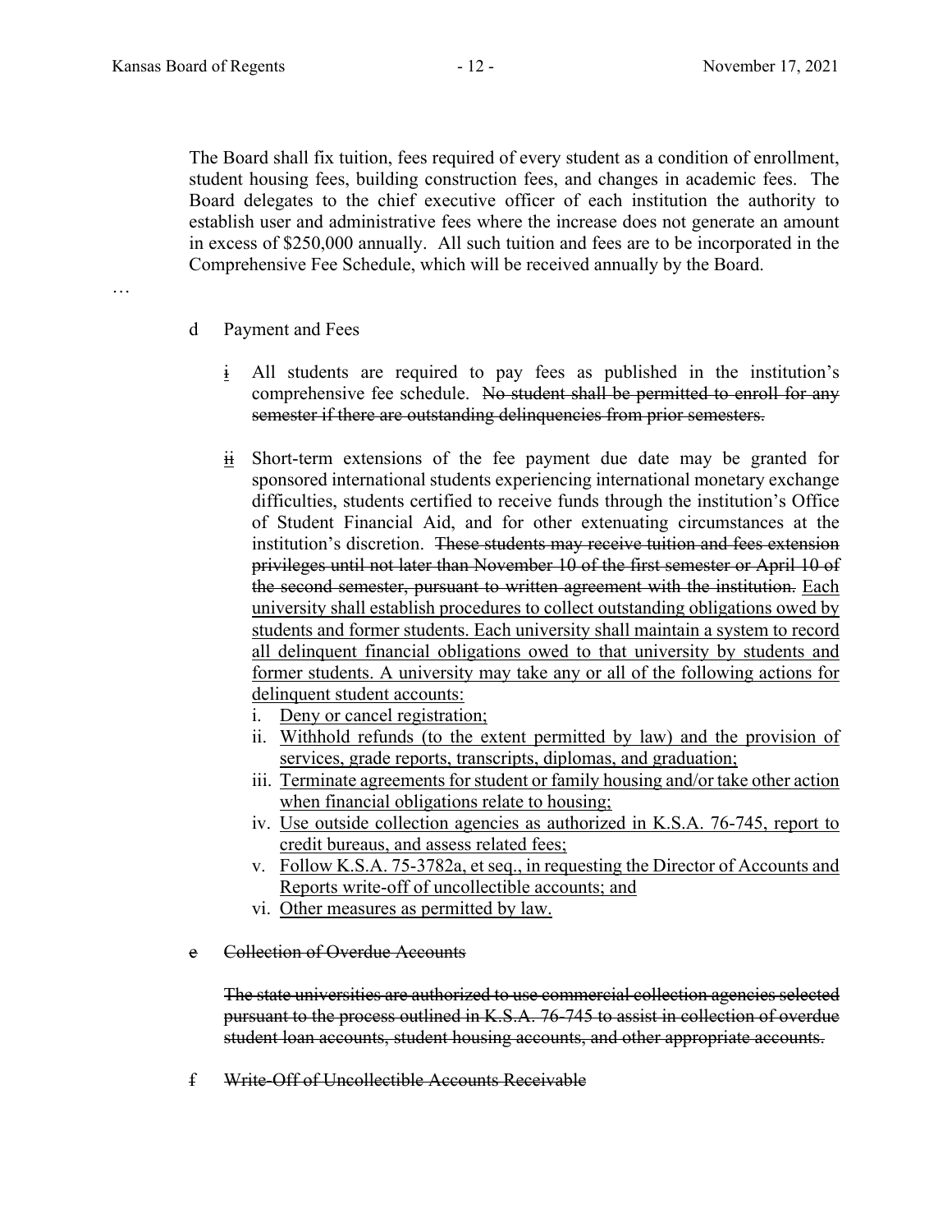The Board shall fix tuition, fees required of every student as a condition of enrollment, student housing fees, building construction fees, and changes in academic fees. The Board delegates to the chief executive officer of each institution the authority to establish user and administrative fees where the increase does not generate an amount in excess of $250,000 annually. All such tuition and fees are to be incorporated in the Comprehensive Fee Schedule, which will be received annually by the Board.

…

d Payment and Fees

<u>i</u> All students are required to pay fees as published in the institution's comprehensive fee schedule. ~~No student shall be permitted to enroll for any semester if there are outstanding delinquencies from prior semesters.~~

<u>ii</u> Short-term extensions of the fee payment due date may be granted for sponsored international students experiencing international monetary exchange difficulties, students certified to receive funds through the institution's Office of Student Financial Aid, and for other extenuating circumstances at the institution's discretion. ~~These students may receive tuition and fees extension privileges until not later than November 10 of the first semester or April 10 of the second semester, pursuant to written agreement with the institution.~~ <u>Each university shall establish procedures to collect outstanding obligations owed by students and former students. Each university shall maintain a system to record all delinquent financial obligations owed to that university by students and former students. A university may take any or all of the following actions for delinquent student accounts:</u>

i. <u>Deny or cancel registration;</u>
ii. <u>Withhold refunds (to the extent permitted by law) and the provision of services, grade reports, transcripts, diplomas, and graduation;</u>
iii. <u>Terminate agreements for student or family housing and/or take other action when financial obligations relate to housing;</u>
iv. <u>Use outside collection agencies as authorized in K.S.A. 76-745, report to credit bureaus, and assess related fees;</u>
v. <u>Follow K.S.A. 75-3782a, et seq., in requesting the Director of Accounts and Reports write-off of uncollectible accounts; and</u>
vi. <u>Other measures as permitted by law.</u>

~~e Collection of Overdue Accounts~~

~~The state universities are authorized to use commercial collection agencies selected pursuant to the process outlined in K.S.A. 76-745 to assist in collection of overdue student loan accounts, student housing accounts, and other appropriate accounts.~~

~~f Write-Off of Uncollectible Accounts Receivable~~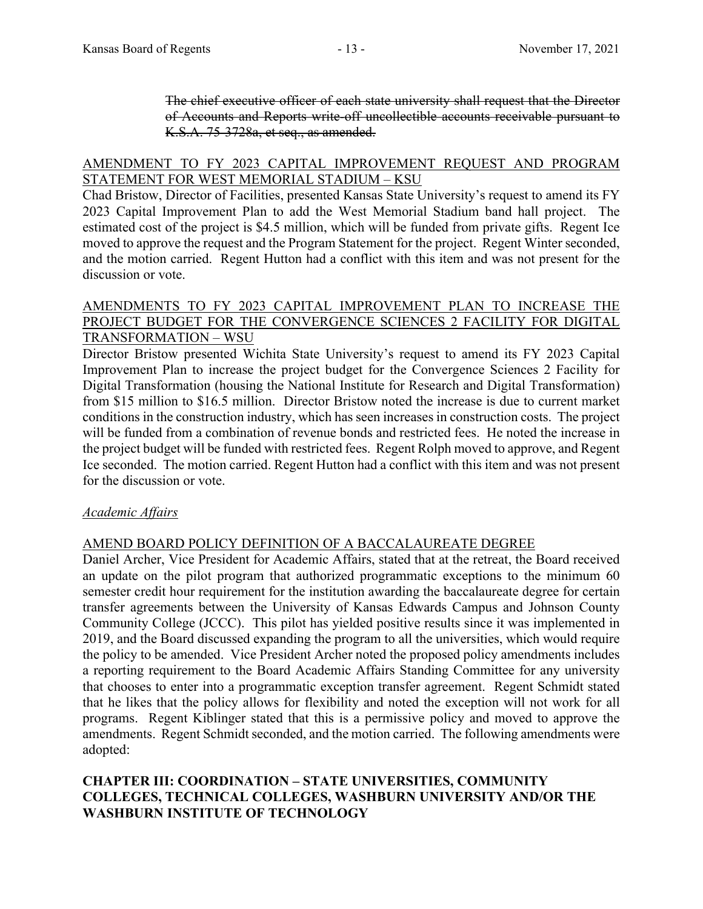~~The chief executive officer of each state university shall request that the Director of Accounts and Reports write-off uncollectible accounts receivable pursuant to K.S.A. 75-3728a, et seq., as amended.~~

<u>AMENDMENT TO FY 2023 CAPITAL IMPROVEMENT REQUEST AND PROGRAM STATEMENT FOR WEST MEMORIAL STADIUM – KSU</u>

Chad Bristow, Director of Facilities, presented Kansas State University's request to amend its FY 2023 Capital Improvement Plan to add the West Memorial Stadium band hall project. The estimated cost of the project is \$4.5 million, which will be funded from private gifts. Regent Ice moved to approve the request and the Program Statement for the project. Regent Winter seconded, and the motion carried. Regent Hutton had a conflict with this item and was not present for the discussion or vote.

<u>AMENDMENTS TO FY 2023 CAPITAL IMPROVEMENT PLAN TO INCREASE THE PROJECT BUDGET FOR THE CONVERGENCE SCIENCES 2 FACILITY FOR DIGITAL TRANSFORMATION – WSU</u>

Director Bristow presented Wichita State University's request to amend its FY 2023 Capital Improvement Plan to increase the project budget for the Convergence Sciences 2 Facility for Digital Transformation (housing the National Institute for Research and Digital Transformation) from \$15 million to \$16.5 million. Director Bristow noted the increase is due to current market conditions in the construction industry, which has seen increases in construction costs. The project will be funded from a combination of revenue bonds and restricted fees. He noted the increase in the project budget will be funded with restricted fees. Regent Rolph moved to approve, and Regent Ice seconded. The motion carried. Regent Hutton had a conflict with this item and was not present for the discussion or vote.

<u>*Academic Affairs*</u>

<u>AMEND BOARD POLICY DEFINITION OF A BACCALAUREATE DEGREE</u>

Daniel Archer, Vice President for Academic Affairs, stated that at the retreat, the Board received an update on the pilot program that authorized programmatic exceptions to the minimum 60 semester credit hour requirement for the institution awarding the baccalaureate degree for certain transfer agreements between the University of Kansas Edwards Campus and Johnson County Community College (JCCC). This pilot has yielded positive results since it was implemented in 2019, and the Board discussed expanding the program to all the universities, which would require the policy to be amended. Vice President Archer noted the proposed policy amendments includes a reporting requirement to the Board Academic Affairs Standing Committee for any university that chooses to enter into a programmatic exception transfer agreement. Regent Schmidt stated that he likes that the policy allows for flexibility and noted the exception will not work for all programs. Regent Kiblinger stated that this is a permissive policy and moved to approve the amendments. Regent Schmidt seconded, and the motion carried. The following amendments were adopted:

**CHAPTER III: COORDINATION – STATE UNIVERSITIES, COMMUNITY COLLEGES, TECHNICAL COLLEGES, WASHBURN UNIVERSITY AND/OR THE WASHBURN INSTITUTE OF TECHNOLOGY**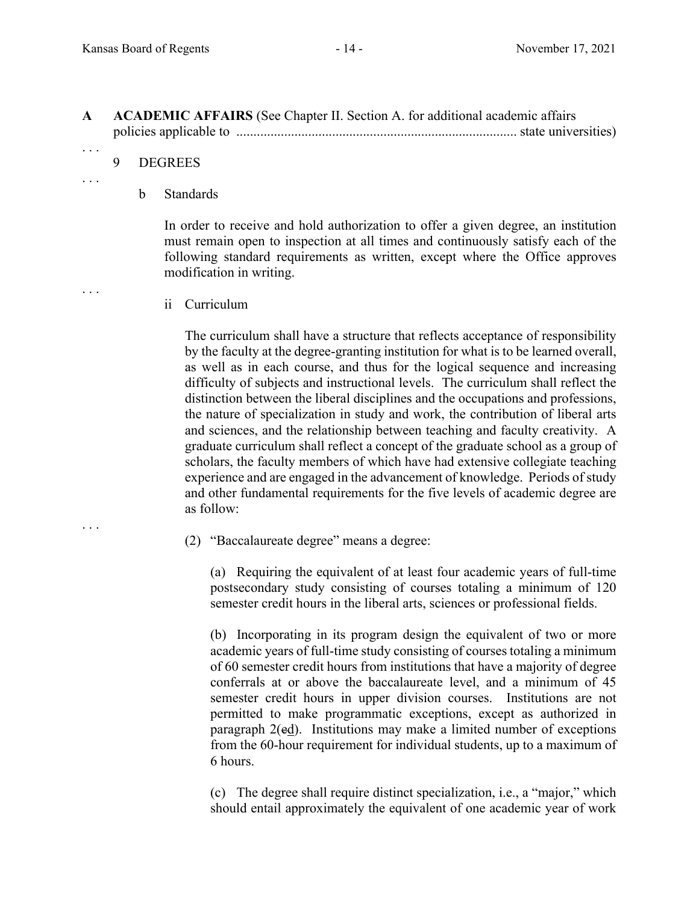**A ACADEMIC AFFAIRS** (See Chapter II. Section A. for additional academic affairs policies applicable to .................................................................................. state universities)

. . .

9 DEGREES

. . .

b Standards

In order to receive and hold authorization to offer a given degree, an institution must remain open to inspection at all times and continuously satisfy each of the following standard requirements as written, except where the Office approves modification in writing.

. . .

ii Curriculum

The curriculum shall have a structure that reflects acceptance of responsibility by the faculty at the degree-granting institution for what is to be learned overall, as well as in each course, and thus for the logical sequence and increasing difficulty of subjects and instructional levels. The curriculum shall reflect the distinction between the liberal disciplines and the occupations and professions, the nature of specialization in study and work, the contribution of liberal arts and sciences, and the relationship between teaching and faculty creativity. A graduate curriculum shall reflect a concept of the graduate school as a group of scholars, the faculty members of which have had extensive collegiate teaching experience and are engaged in the advancement of knowledge. Periods of study and other fundamental requirements for the five levels of academic degree are as follow:

. . .

(2) "Baccalaureate degree" means a degree:

(a) Requiring the equivalent of at least four academic years of full-time postsecondary study consisting of courses totaling a minimum of 120 semester credit hours in the liberal arts, sciences or professional fields.

(b) Incorporating in its program design the equivalent of two or more academic years of full-time study consisting of courses totaling a minimum of 60 semester credit hours from institutions that have a majority of degree conferrals at or above the baccalaureate level, and a minimum of 45 semester credit hours in upper division courses. Institutions are not permitted to make programmatic exceptions, except as authorized in paragraph 2(~~c~~d). Institutions may make a limited number of exceptions from the 60-hour requirement for individual students, up to a maximum of 6 hours.

(c) The degree shall require distinct specialization, i.e., a "major," which should entail approximately the equivalent of one academic year of work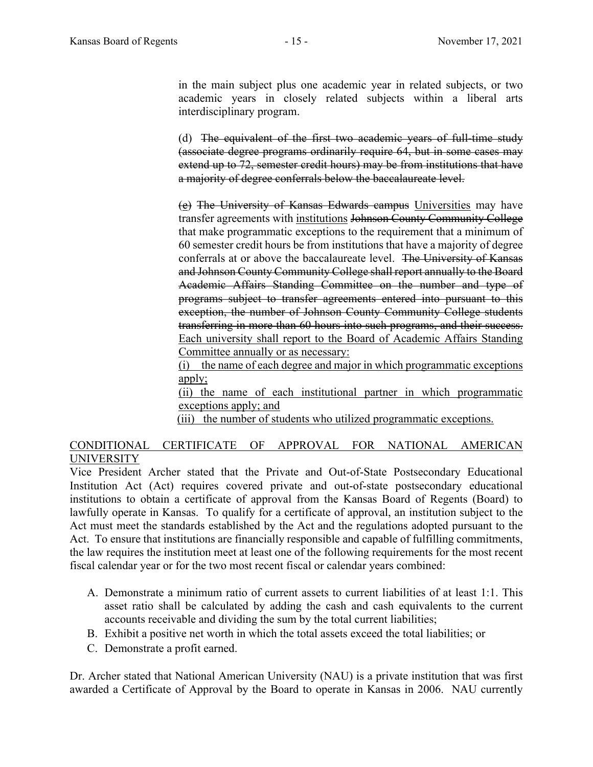in the main subject plus one academic year in related subjects, or two academic years in closely related subjects within a liberal arts interdisciplinary program.

(d) ~~The equivalent of the first two academic years of full-time study (associate degree programs ordinarily require 64, but in some cases may extend up to 72, semester credit hours) may be from institutions that have a majority of degree conferrals below the baccalaureate level.~~

(~~e~~)<u>c</u> ~~The University of Kansas Edwards campus~~ <u>Universities</u> may have transfer agreements with <u>institutions</u> ~~Johnson County Community College~~ that make programmatic exceptions to the requirement that a minimum of 60 semester credit hours be from institutions that have a majority of degree conferrals at or above the baccalaureate level. ~~The University of Kansas and Johnson County Community College shall report annually to the Board Academic Affairs Standing Committee on the number and type of programs subject to transfer agreements entered into pursuant to this exception, the number of Johnson County Community College students transferring in more than 60 hours into such programs, and their success.~~ <u>Each university shall report to the Board of Academic Affairs Standing Committee annually or as necessary:</u>

<u>(i) the name of each degree and major in which programmatic exceptions apply;</u>

<u>(ii) the name of each institutional partner in which programmatic exceptions apply; and</u>

<u>(iii) the number of students who utilized programmatic exceptions.</u>

<u>CONDITIONAL CERTIFICATE OF APPROVAL FOR NATIONAL AMERICAN UNIVERSITY</u>

Vice President Archer stated that the Private and Out-of-State Postsecondary Educational Institution Act (Act) requires covered private and out-of-state postsecondary educational institutions to obtain a certificate of approval from the Kansas Board of Regents (Board) to lawfully operate in Kansas. To qualify for a certificate of approval, an institution subject to the Act must meet the standards established by the Act and the regulations adopted pursuant to the Act. To ensure that institutions are financially responsible and capable of fulfilling commitments, the law requires the institution meet at least one of the following requirements for the most recent fiscal calendar year or for the two most recent fiscal or calendar years combined:

A. Demonstrate a minimum ratio of current assets to current liabilities of at least 1:1. This asset ratio shall be calculated by adding the cash and cash equivalents to the current accounts receivable and dividing the sum by the total current liabilities;
B. Exhibit a positive net worth in which the total assets exceed the total liabilities; or
C. Demonstrate a profit earned.

Dr. Archer stated that National American University (NAU) is a private institution that was first awarded a Certificate of Approval by the Board to operate in Kansas in 2006. NAU currently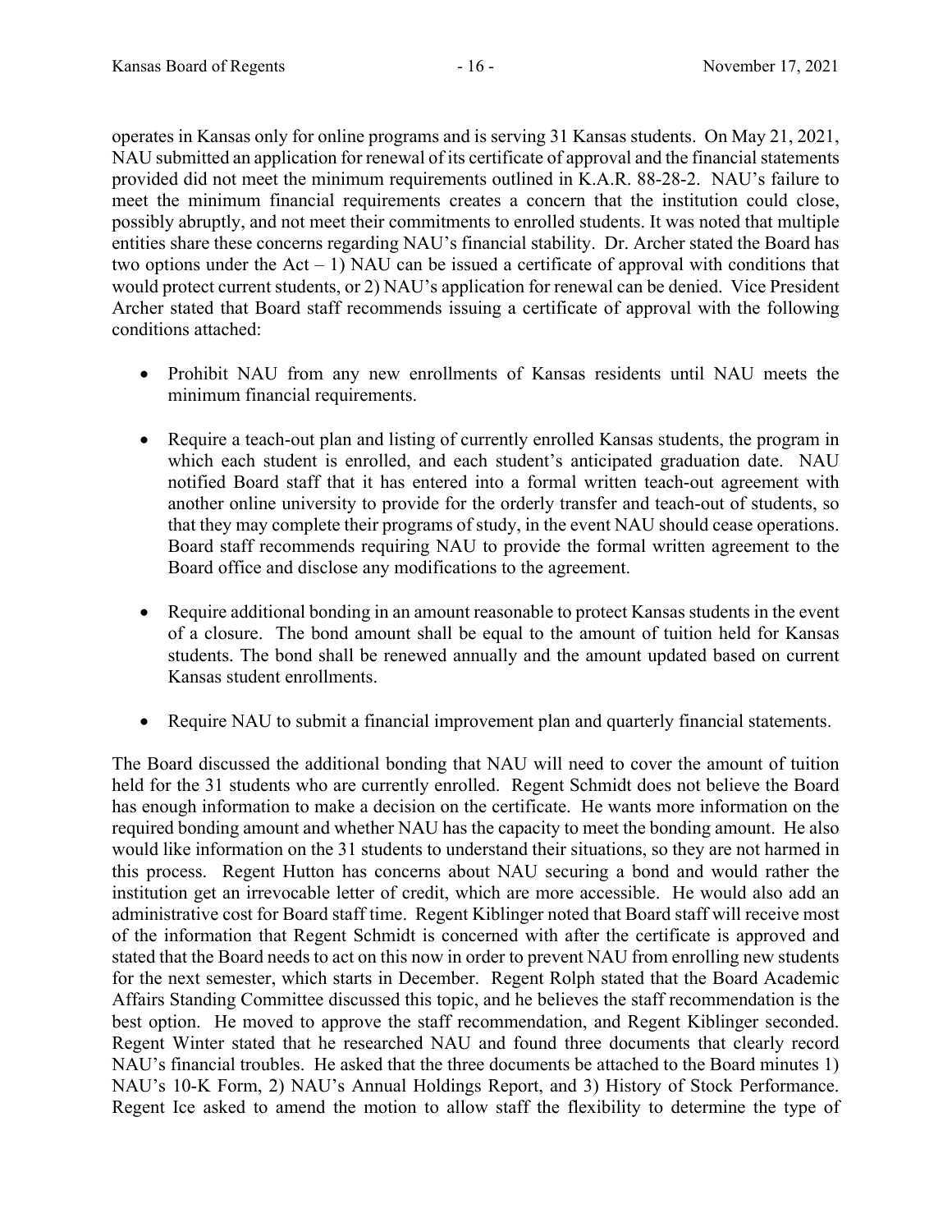operates in Kansas only for online programs and is serving 31 Kansas students. On May 21, 2021, NAU submitted an application for renewal of its certificate of approval and the financial statements provided did not meet the minimum requirements outlined in K.A.R. 88-28-2. NAU's failure to meet the minimum financial requirements creates a concern that the institution could close, possibly abruptly, and not meet their commitments to enrolled students. It was noted that multiple entities share these concerns regarding NAU's financial stability. Dr. Archer stated the Board has two options under the Act – 1) NAU can be issued a certificate of approval with conditions that would protect current students, or 2) NAU's application for renewal can be denied. Vice President Archer stated that Board staff recommends issuing a certificate of approval with the following conditions attached:

- Prohibit NAU from any new enrollments of Kansas residents until NAU meets the minimum financial requirements.

- Require a teach-out plan and listing of currently enrolled Kansas students, the program in which each student is enrolled, and each student's anticipated graduation date. NAU notified Board staff that it has entered into a formal written teach-out agreement with another online university to provide for the orderly transfer and teach-out of students, so that they may complete their programs of study, in the event NAU should cease operations. Board staff recommends requiring NAU to provide the formal written agreement to the Board office and disclose any modifications to the agreement.

- Require additional bonding in an amount reasonable to protect Kansas students in the event of a closure. The bond amount shall be equal to the amount of tuition held for Kansas students. The bond shall be renewed annually and the amount updated based on current Kansas student enrollments.

- Require NAU to submit a financial improvement plan and quarterly financial statements.

The Board discussed the additional bonding that NAU will need to cover the amount of tuition held for the 31 students who are currently enrolled. Regent Schmidt does not believe the Board has enough information to make a decision on the certificate. He wants more information on the required bonding amount and whether NAU has the capacity to meet the bonding amount. He also would like information on the 31 students to understand their situations, so they are not harmed in this process. Regent Hutton has concerns about NAU securing a bond and would rather the institution get an irrevocable letter of credit, which are more accessible. He would also add an administrative cost for Board staff time. Regent Kiblinger noted that Board staff will receive most of the information that Regent Schmidt is concerned with after the certificate is approved and stated that the Board needs to act on this now in order to prevent NAU from enrolling new students for the next semester, which starts in December. Regent Rolph stated that the Board Academic Affairs Standing Committee discussed this topic, and he believes the staff recommendation is the best option. He moved to approve the staff recommendation, and Regent Kiblinger seconded. Regent Winter stated that he researched NAU and found three documents that clearly record NAU's financial troubles. He asked that the three documents be attached to the Board minutes 1) NAU's 10-K Form, 2) NAU's Annual Holdings Report, and 3) History of Stock Performance. Regent Ice asked to amend the motion to allow staff the flexibility to determine the type of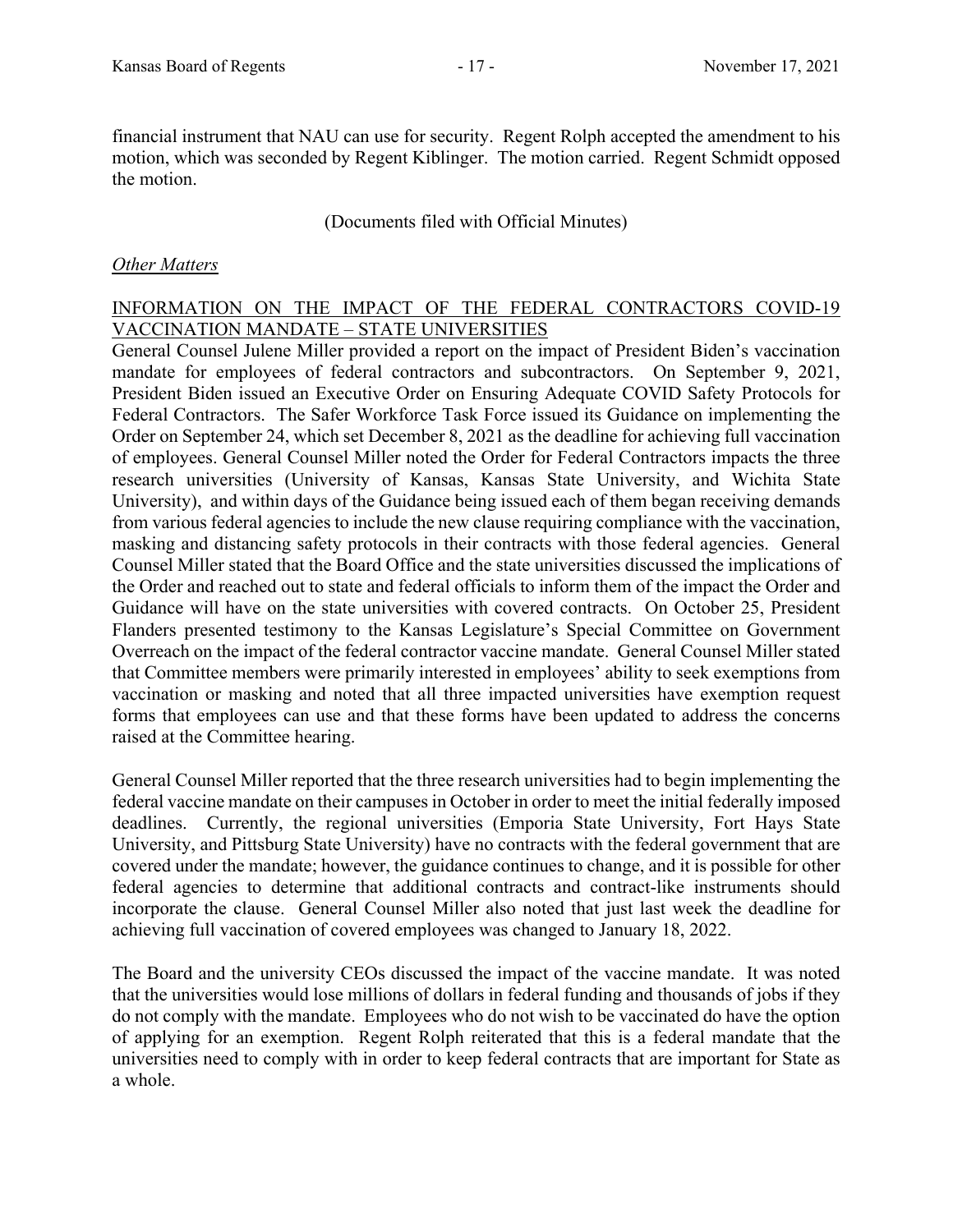financial instrument that NAU can use for security. Regent Rolph accepted the amendment to his motion, which was seconded by Regent Kiblinger. The motion carried. Regent Schmidt opposed the motion.

(Documents filed with Official Minutes)

*Other Matters*

INFORMATION ON THE IMPACT OF THE FEDERAL CONTRACTORS COVID-19 VACCINATION MANDATE – STATE UNIVERSITIES

General Counsel Julene Miller provided a report on the impact of President Biden's vaccination mandate for employees of federal contractors and subcontractors. On September 9, 2021, President Biden issued an Executive Order on Ensuring Adequate COVID Safety Protocols for Federal Contractors. The Safer Workforce Task Force issued its Guidance on implementing the Order on September 24, which set December 8, 2021 as the deadline for achieving full vaccination of employees. General Counsel Miller noted the Order for Federal Contractors impacts the three research universities (University of Kansas, Kansas State University, and Wichita State University), and within days of the Guidance being issued each of them began receiving demands from various federal agencies to include the new clause requiring compliance with the vaccination, masking and distancing safety protocols in their contracts with those federal agencies. General Counsel Miller stated that the Board Office and the state universities discussed the implications of the Order and reached out to state and federal officials to inform them of the impact the Order and Guidance will have on the state universities with covered contracts. On October 25, President Flanders presented testimony to the Kansas Legislature's Special Committee on Government Overreach on the impact of the federal contractor vaccine mandate. General Counsel Miller stated that Committee members were primarily interested in employees' ability to seek exemptions from vaccination or masking and noted that all three impacted universities have exemption request forms that employees can use and that these forms have been updated to address the concerns raised at the Committee hearing.

General Counsel Miller reported that the three research universities had to begin implementing the federal vaccine mandate on their campuses in October in order to meet the initial federally imposed deadlines. Currently, the regional universities (Emporia State University, Fort Hays State University, and Pittsburg State University) have no contracts with the federal government that are covered under the mandate; however, the guidance continues to change, and it is possible for other federal agencies to determine that additional contracts and contract-like instruments should incorporate the clause. General Counsel Miller also noted that just last week the deadline for achieving full vaccination of covered employees was changed to January 18, 2022.

The Board and the university CEOs discussed the impact of the vaccine mandate. It was noted that the universities would lose millions of dollars in federal funding and thousands of jobs if they do not comply with the mandate. Employees who do not wish to be vaccinated do have the option of applying for an exemption. Regent Rolph reiterated that this is a federal mandate that the universities need to comply with in order to keep federal contracts that are important for State as a whole.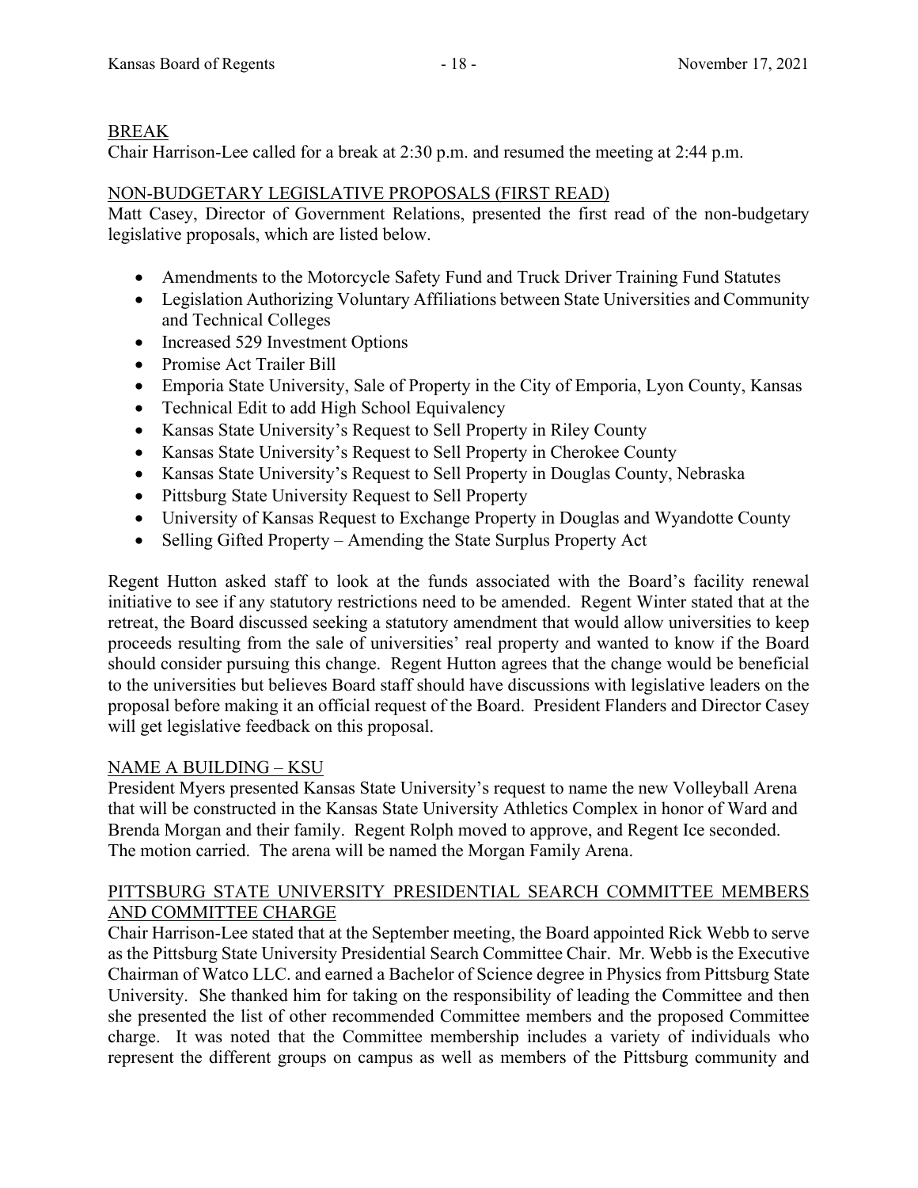## BREAK

Chair Harrison-Lee called for a break at 2:30 p.m. and resumed the meeting at 2:44 p.m.

## NON-BUDGETARY LEGISLATIVE PROPOSALS (FIRST READ)

Matt Casey, Director of Government Relations, presented the first read of the non-budgetary legislative proposals, which are listed below.

- Amendments to the Motorcycle Safety Fund and Truck Driver Training Fund Statutes
- Legislation Authorizing Voluntary Affiliations between State Universities and Community and Technical Colleges
- Increased 529 Investment Options
- Promise Act Trailer Bill
- Emporia State University, Sale of Property in the City of Emporia, Lyon County, Kansas
- Technical Edit to add High School Equivalency
- Kansas State University's Request to Sell Property in Riley County
- Kansas State University's Request to Sell Property in Cherokee County
- Kansas State University's Request to Sell Property in Douglas County, Nebraska
- Pittsburg State University Request to Sell Property
- University of Kansas Request to Exchange Property in Douglas and Wyandotte County
- Selling Gifted Property – Amending the State Surplus Property Act

Regent Hutton asked staff to look at the funds associated with the Board's facility renewal initiative to see if any statutory restrictions need to be amended. Regent Winter stated that at the retreat, the Board discussed seeking a statutory amendment that would allow universities to keep proceeds resulting from the sale of universities' real property and wanted to know if the Board should consider pursuing this change. Regent Hutton agrees that the change would be beneficial to the universities but believes Board staff should have discussions with legislative leaders on the proposal before making it an official request of the Board. President Flanders and Director Casey will get legislative feedback on this proposal.

## NAME A BUILDING – KSU

President Myers presented Kansas State University's request to name the new Volleyball Arena that will be constructed in the Kansas State University Athletics Complex in honor of Ward and Brenda Morgan and their family. Regent Rolph moved to approve, and Regent Ice seconded. The motion carried. The arena will be named the Morgan Family Arena.

## PITTSBURG STATE UNIVERSITY PRESIDENTIAL SEARCH COMMITTEE MEMBERS AND COMMITTEE CHARGE

Chair Harrison-Lee stated that at the September meeting, the Board appointed Rick Webb to serve as the Pittsburg State University Presidential Search Committee Chair. Mr. Webb is the Executive Chairman of Watco LLC. and earned a Bachelor of Science degree in Physics from Pittsburg State University. She thanked him for taking on the responsibility of leading the Committee and then she presented the list of other recommended Committee members and the proposed Committee charge. It was noted that the Committee membership includes a variety of individuals who represent the different groups on campus as well as members of the Pittsburg community and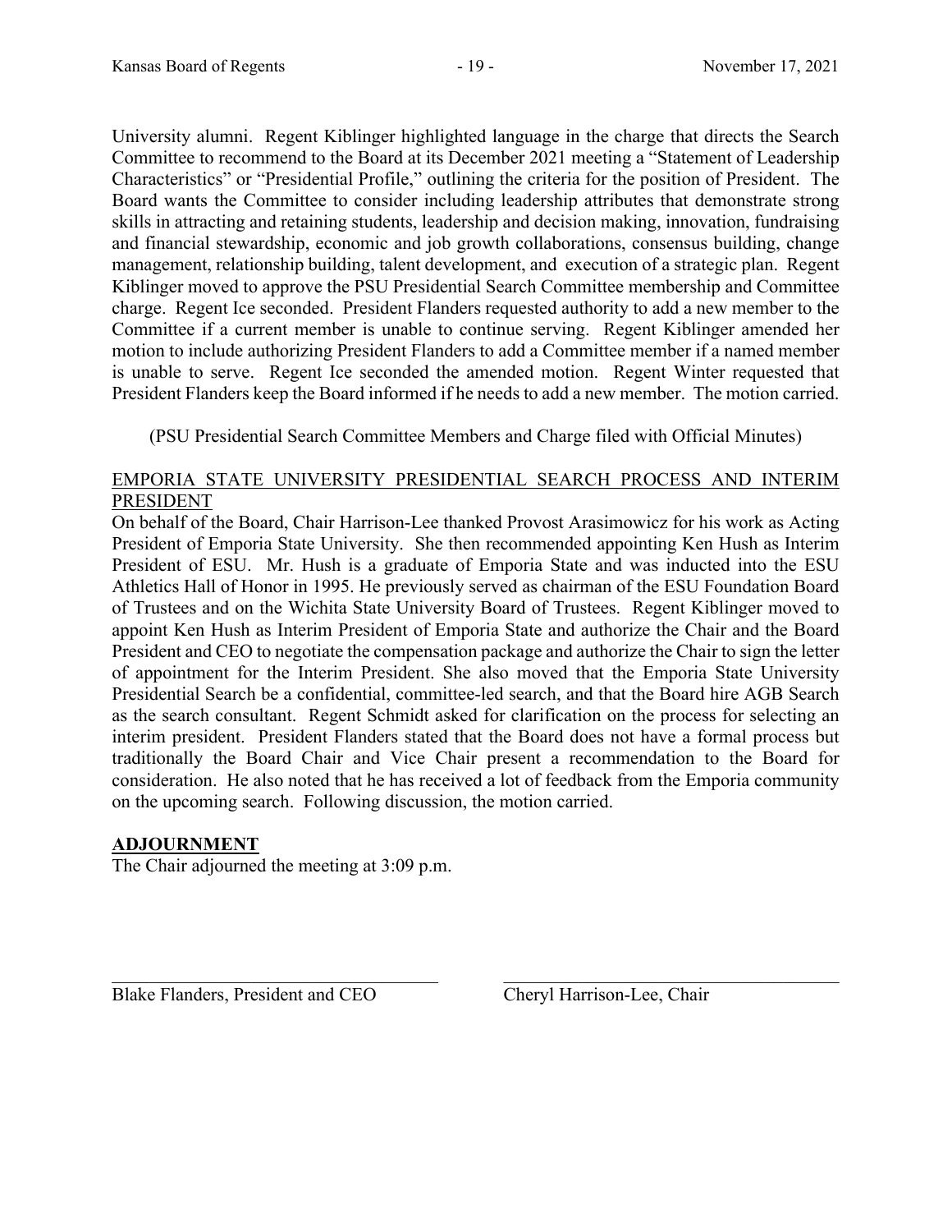University alumni. Regent Kiblinger highlighted language in the charge that directs the Search Committee to recommend to the Board at its December 2021 meeting a "Statement of Leadership Characteristics" or "Presidential Profile," outlining the criteria for the position of President. The Board wants the Committee to consider including leadership attributes that demonstrate strong skills in attracting and retaining students, leadership and decision making, innovation, fundraising and financial stewardship, economic and job growth collaborations, consensus building, change management, relationship building, talent development, and execution of a strategic plan. Regent Kiblinger moved to approve the PSU Presidential Search Committee membership and Committee charge. Regent Ice seconded. President Flanders requested authority to add a new member to the Committee if a current member is unable to continue serving. Regent Kiblinger amended her motion to include authorizing President Flanders to add a Committee member if a named member is unable to serve. Regent Ice seconded the amended motion. Regent Winter requested that President Flanders keep the Board informed if he needs to add a new member. The motion carried.

(PSU Presidential Search Committee Members and Charge filed with Official Minutes)

EMPORIA STATE UNIVERSITY PRESIDENTIAL SEARCH PROCESS AND INTERIM PRESIDENT

On behalf of the Board, Chair Harrison-Lee thanked Provost Arasimowicz for his work as Acting President of Emporia State University. She then recommended appointing Ken Hush as Interim President of ESU. Mr. Hush is a graduate of Emporia State and was inducted into the ESU Athletics Hall of Honor in 1995. He previously served as chairman of the ESU Foundation Board of Trustees and on the Wichita State University Board of Trustees. Regent Kiblinger moved to appoint Ken Hush as Interim President of Emporia State and authorize the Chair and the Board President and CEO to negotiate the compensation package and authorize the Chair to sign the letter of appointment for the Interim President. She also moved that the Emporia State University Presidential Search be a confidential, committee-led search, and that the Board hire AGB Search as the search consultant. Regent Schmidt asked for clarification on the process for selecting an interim president. President Flanders stated that the Board does not have a formal process but traditionally the Board Chair and Vice Chair present a recommendation to the Board for consideration. He also noted that he has received a lot of feedback from the Emporia community on the upcoming search. Following discussion, the motion carried.

**ADJOURNMENT**

The Chair adjourned the meeting at 3:09 p.m.

Blake Flanders, President and CEO

Cheryl Harrison-Lee, Chair